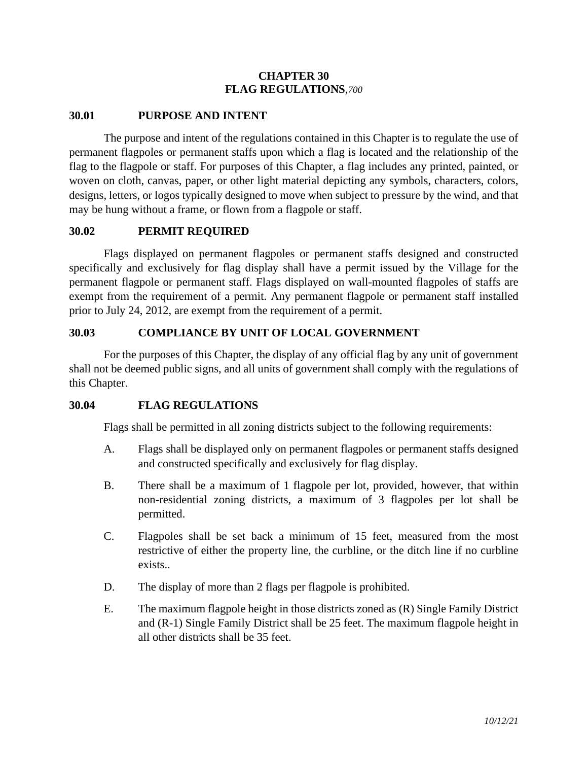# CHAPTER 30
# FLAG REGULATIONS,*700*

## 30.01 PURPOSE AND INTENT

The purpose and intent of the regulations contained in this Chapter is to regulate the use of permanent flagpoles or permanent staffs upon which a flag is located and the relationship of the flag to the flagpole or staff. For purposes of this Chapter, a flag includes any printed, painted, or woven on cloth, canvas, paper, or other light material depicting any symbols, characters, colors, designs, letters, or logos typically designed to move when subject to pressure by the wind, and that may be hung without a frame, or flown from a flagpole or staff.

## 30.02 PERMIT REQUIRED

Flags displayed on permanent flagpoles or permanent staffs designed and constructed specifically and exclusively for flag display shall have a permit issued by the Village for the permanent flagpole or permanent staff. Flags displayed on wall-mounted flagpoles of staffs are exempt from the requirement of a permit. Any permanent flagpole or permanent staff installed prior to July 24, 2012, are exempt from the requirement of a permit.

## 30.03 COMPLIANCE BY UNIT OF LOCAL GOVERNMENT

For the purposes of this Chapter, the display of any official flag by any unit of government shall not be deemed public signs, and all units of government shall comply with the regulations of this Chapter.

## 30.04 FLAG REGULATIONS

Flags shall be permitted in all zoning districts subject to the following requirements:

A. Flags shall be displayed only on permanent flagpoles or permanent staffs designed and constructed specifically and exclusively for flag display.

B. There shall be a maximum of 1 flagpole per lot, provided, however, that within non-residential zoning districts, a maximum of 3 flagpoles per lot shall be permitted.

C. Flagpoles shall be set back a minimum of 15 feet, measured from the most restrictive of either the property line, the curbline, or the ditch line if no curbline exists..

D. The display of more than 2 flags per flagpole is prohibited.

E. The maximum flagpole height in those districts zoned as (R) Single Family District and (R-1) Single Family District shall be 25 feet. The maximum flagpole height in all other districts shall be 35 feet.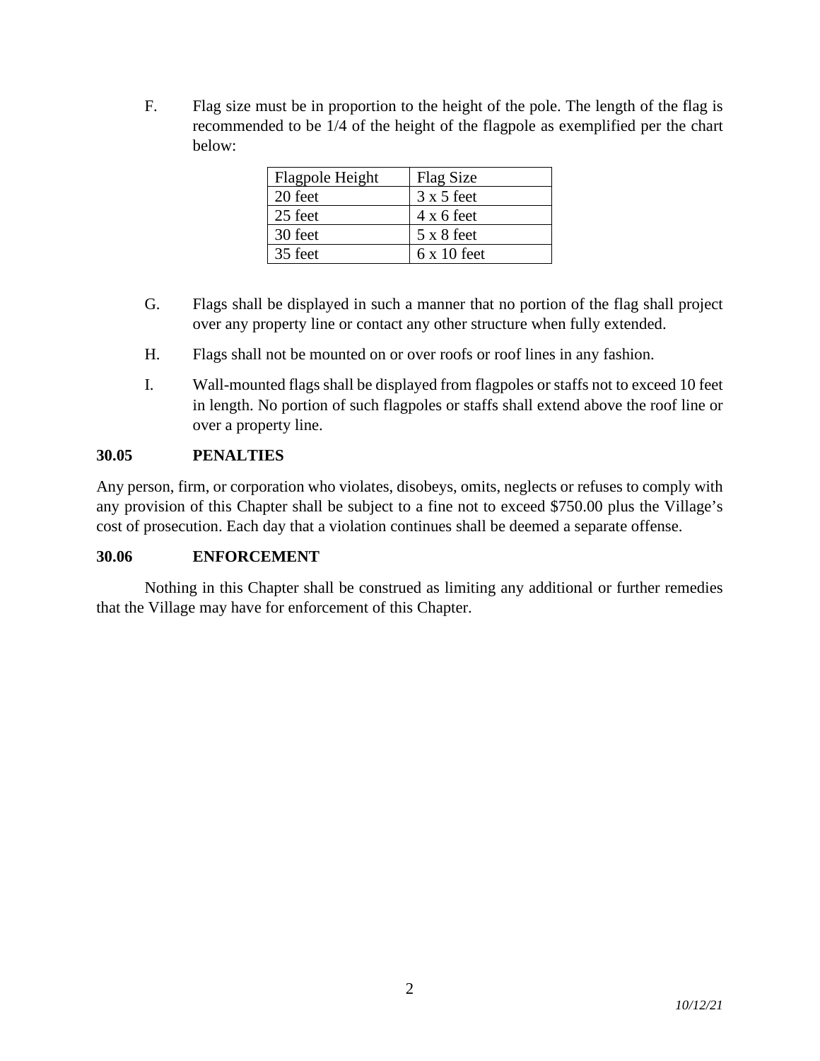F. Flag size must be in proportion to the height of the pole. The length of the flag is recommended to be 1/4 of the height of the flagpole as exemplified per the chart below:

| Flagpole Height | Flag Size |
|---|---|
| 20 feet | 3 x 5 feet |
| 25 feet | 4 x 6 feet |
| 30 feet | 5 x 8 feet |
| 35 feet | 6 x 10 feet |

G. Flags shall be displayed in such a manner that no portion of the flag shall project over any property line or contact any other structure when fully extended.

H. Flags shall not be mounted on or over roofs or roof lines in any fashion.

I. Wall-mounted flags shall be displayed from flagpoles or staffs not to exceed 10 feet in length. No portion of such flagpoles or staffs shall extend above the roof line or over a property line.

**30.05 PENALTIES**

Any person, firm, or corporation who violates, disobeys, omits, neglects or refuses to comply with any provision of this Chapter shall be subject to a fine not to exceed $750.00 plus the Village's cost of prosecution. Each day that a violation continues shall be deemed a separate offense.

**30.06 ENFORCEMENT**

Nothing in this Chapter shall be construed as limiting any additional or further remedies that the Village may have for enforcement of this Chapter.

*10/12/21*